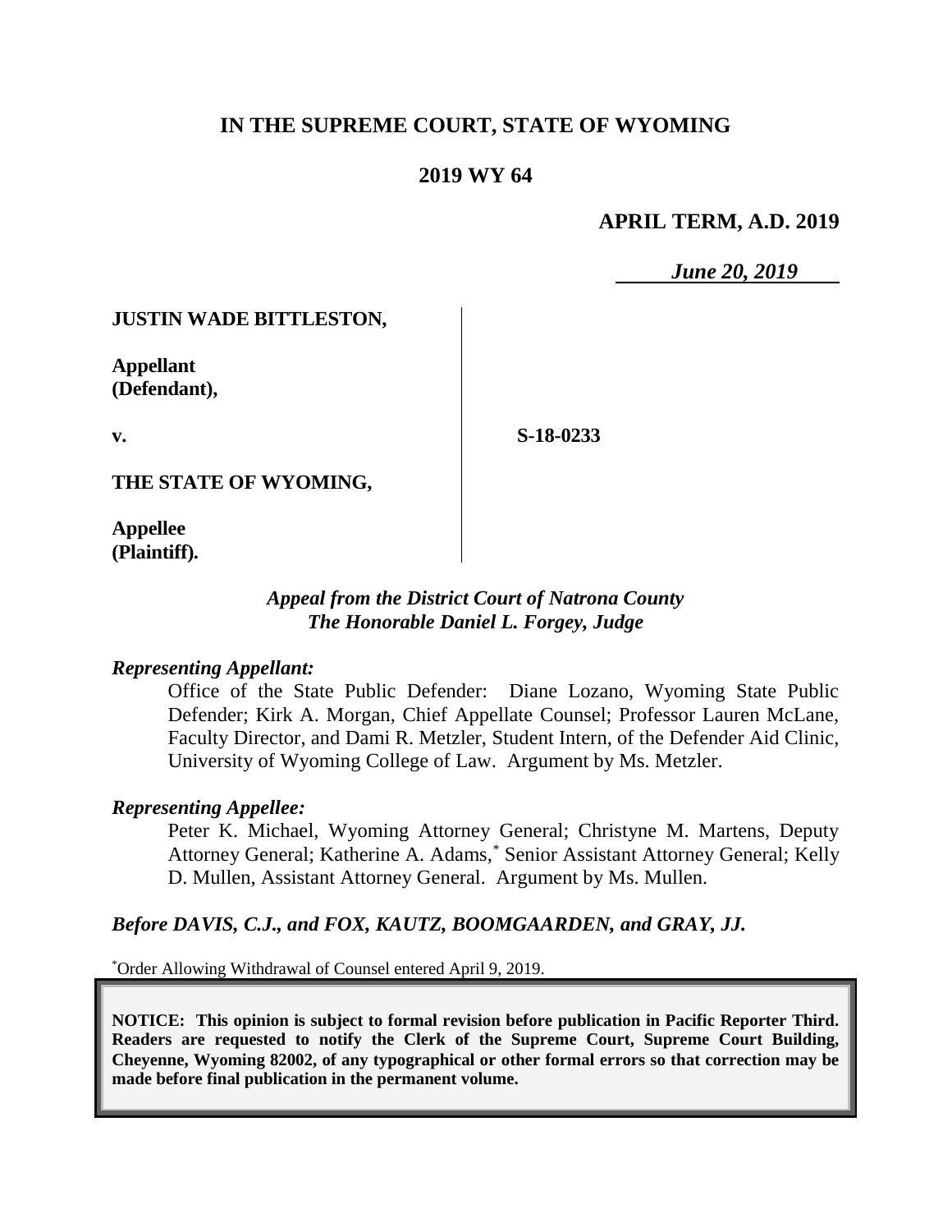# IN THE SUPREME COURT, STATE OF WYOMING

## 2019 WY 64

**APRIL TERM, A.D. 2019**

*June 20, 2019*

**JUSTIN WADE BITTLESTON,**

**Appellant (Defendant),**

**v.**

**S-18-0233**

**THE STATE OF WYOMING,**

**Appellee (Plaintiff).**

*Appeal from the District Court of Natrona County*
*The Honorable Daniel L. Forgey, Judge*

*Representing Appellant:*

Office of the State Public Defender: Diane Lozano, Wyoming State Public Defender; Kirk A. Morgan, Chief Appellate Counsel; Professor Lauren McLane, Faculty Director, and Dami R. Metzler, Student Intern, of the Defender Aid Clinic, University of Wyoming College of Law. Argument by Ms. Metzler.

*Representing Appellee:*

Peter K. Michael, Wyoming Attorney General; Christyne M. Martens, Deputy Attorney General; Katherine A. Adams,* Senior Assistant Attorney General; Kelly D. Mullen, Assistant Attorney General. Argument by Ms. Mullen.

*Before DAVIS, C.J., and FOX, KAUTZ, BOOMGAARDEN, and GRAY, JJ.*

*Order Allowing Withdrawal of Counsel entered April 9, 2019.

**NOTICE: This opinion is subject to formal revision before publication in Pacific Reporter Third. Readers are requested to notify the Clerk of the Supreme Court, Supreme Court Building, Cheyenne, Wyoming 82002, of any typographical or other formal errors so that correction may be made before final publication in the permanent volume.**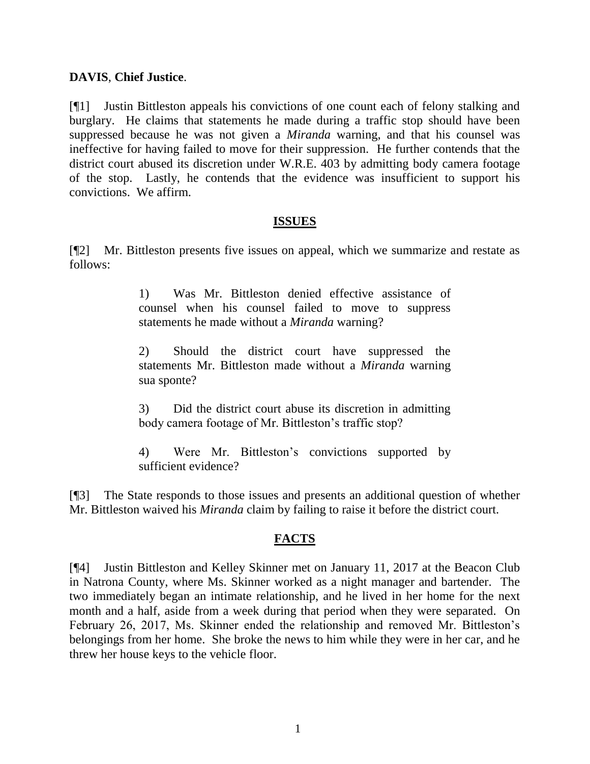**DAVIS**, **Chief Justice**.

[¶1] Justin Bittleston appeals his convictions of one count each of felony stalking and burglary. He claims that statements he made during a traffic stop should have been suppressed because he was not given a *Miranda* warning, and that his counsel was ineffective for having failed to move for their suppression. He further contends that the district court abused its discretion under W.R.E. 403 by admitting body camera footage of the stop. Lastly, he contends that the evidence was insufficient to support his convictions. We affirm.

## ISSUES

[¶2] Mr. Bittleston presents five issues on appeal, which we summarize and restate as follows:

> 1) Was Mr. Bittleston denied effective assistance of counsel when his counsel failed to move to suppress statements he made without a *Miranda* warning?
>
> 2) Should the district court have suppressed the statements Mr. Bittleston made without a *Miranda* warning sua sponte?
>
> 3) Did the district court abuse its discretion in admitting body camera footage of Mr. Bittleston's traffic stop?
>
> 4) Were Mr. Bittleston's convictions supported by sufficient evidence?

[¶3] The State responds to those issues and presents an additional question of whether Mr. Bittleston waived his *Miranda* claim by failing to raise it before the district court.

## FACTS

[¶4] Justin Bittleston and Kelley Skinner met on January 11, 2017 at the Beacon Club in Natrona County, where Ms. Skinner worked as a night manager and bartender. The two immediately began an intimate relationship, and he lived in her home for the next month and a half, aside from a week during that period when they were separated. On February 26, 2017, Ms. Skinner ended the relationship and removed Mr. Bittleston's belongings from her home. She broke the news to him while they were in her car, and he threw her house keys to the vehicle floor.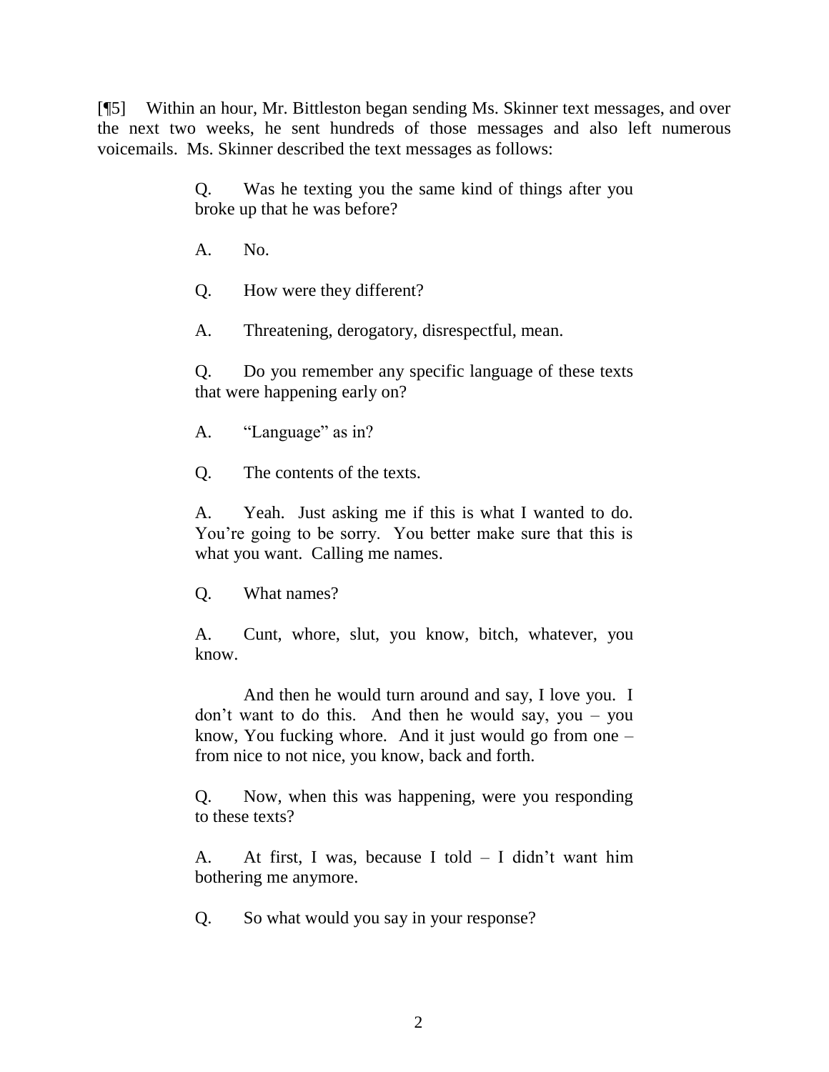[¶5] Within an hour, Mr. Bittleston began sending Ms. Skinner text messages, and over the next two weeks, he sent hundreds of those messages and also left numerous voicemails. Ms. Skinner described the text messages as follows:

> Q. Was he texting you the same kind of things after you broke up that he was before?
>
> A. No.
>
> Q. How were they different?
>
> A. Threatening, derogatory, disrespectful, mean.
>
> Q. Do you remember any specific language of these texts that were happening early on?
>
> A. "Language" as in?
>
> Q. The contents of the texts.
>
> A. Yeah. Just asking me if this is what I wanted to do. You're going to be sorry. You better make sure that this is what you want. Calling me names.
>
> Q. What names?
>
> A. Cunt, whore, slut, you know, bitch, whatever, you know.
>
> And then he would turn around and say, I love you. I don't want to do this. And then he would say, you – you know, You fucking whore. And it just would go from one – from nice to not nice, you know, back and forth.
>
> Q. Now, when this was happening, were you responding to these texts?
>
> A. At first, I was, because I told – I didn't want him bothering me anymore.
>
> Q. So what would you say in your response?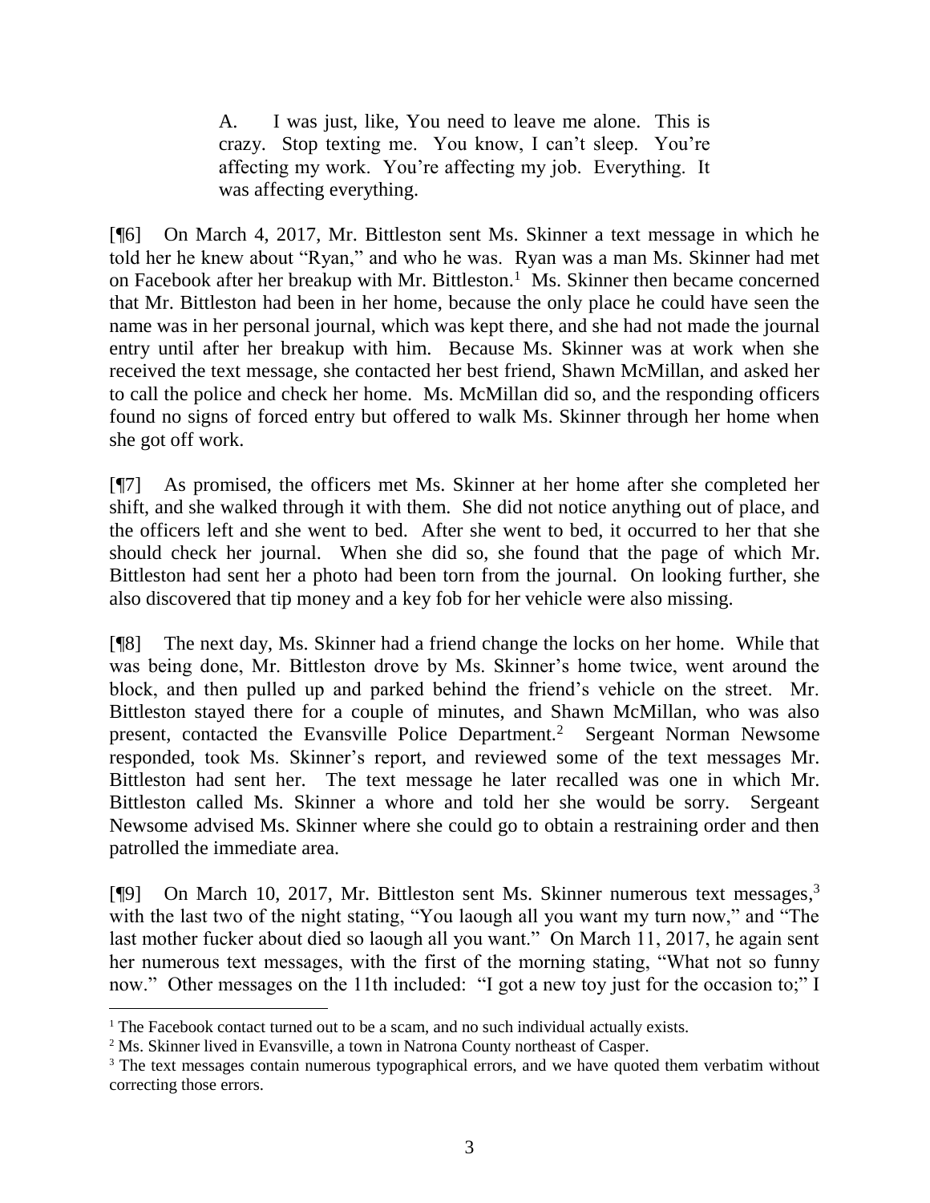> A. I was just, like, You need to leave me alone. This is crazy. Stop texting me. You know, I can't sleep. You're affecting my work. You're affecting my job. Everything. It was affecting everything.

[¶6] On March 4, 2017, Mr. Bittleston sent Ms. Skinner a text message in which he told her he knew about "Ryan," and who he was. Ryan was a man Ms. Skinner had met on Facebook after her breakup with Mr. Bittleston.[1] Ms. Skinner then became concerned that Mr. Bittleston had been in her home, because the only place he could have seen the name was in her personal journal, which was kept there, and she had not made the journal entry until after her breakup with him. Because Ms. Skinner was at work when she received the text message, she contacted her best friend, Shawn McMillan, and asked her to call the police and check her home. Ms. McMillan did so, and the responding officers found no signs of forced entry but offered to walk Ms. Skinner through her home when she got off work.

[¶7] As promised, the officers met Ms. Skinner at her home after she completed her shift, and she walked through it with them. She did not notice anything out of place, and the officers left and she went to bed. After she went to bed, it occurred to her that she should check her journal. When she did so, she found that the page of which Mr. Bittleston had sent her a photo had been torn from the journal. On looking further, she also discovered that tip money and a key fob for her vehicle were also missing.

[¶8] The next day, Ms. Skinner had a friend change the locks on her home. While that was being done, Mr. Bittleston drove by Ms. Skinner's home twice, went around the block, and then pulled up and parked behind the friend's vehicle on the street. Mr. Bittleston stayed there for a couple of minutes, and Shawn McMillan, who was also present, contacted the Evansville Police Department.[2] Sergeant Norman Newsome responded, took Ms. Skinner's report, and reviewed some of the text messages Mr. Bittleston had sent her. The text message he later recalled was one in which Mr. Bittleston called Ms. Skinner a whore and told her she would be sorry. Sergeant Newsome advised Ms. Skinner where she could go to obtain a restraining order and then patrolled the immediate area.

[¶9] On March 10, 2017, Mr. Bittleston sent Ms. Skinner numerous text messages,[3] with the last two of the night stating, "You laough all you want my turn now," and "The last mother fucker about died so laough all you want." On March 11, 2017, he again sent her numerous text messages, with the first of the morning stating, "What not so funny now." Other messages on the 11th included: "I got a new toy just for the occasion to;" I

---

[1] The Facebook contact turned out to be a scam, and no such individual actually exists.

[2] Ms. Skinner lived in Evansville, a town in Natrona County northeast of Casper.

[3] The text messages contain numerous typographical errors, and we have quoted them verbatim without correcting those errors.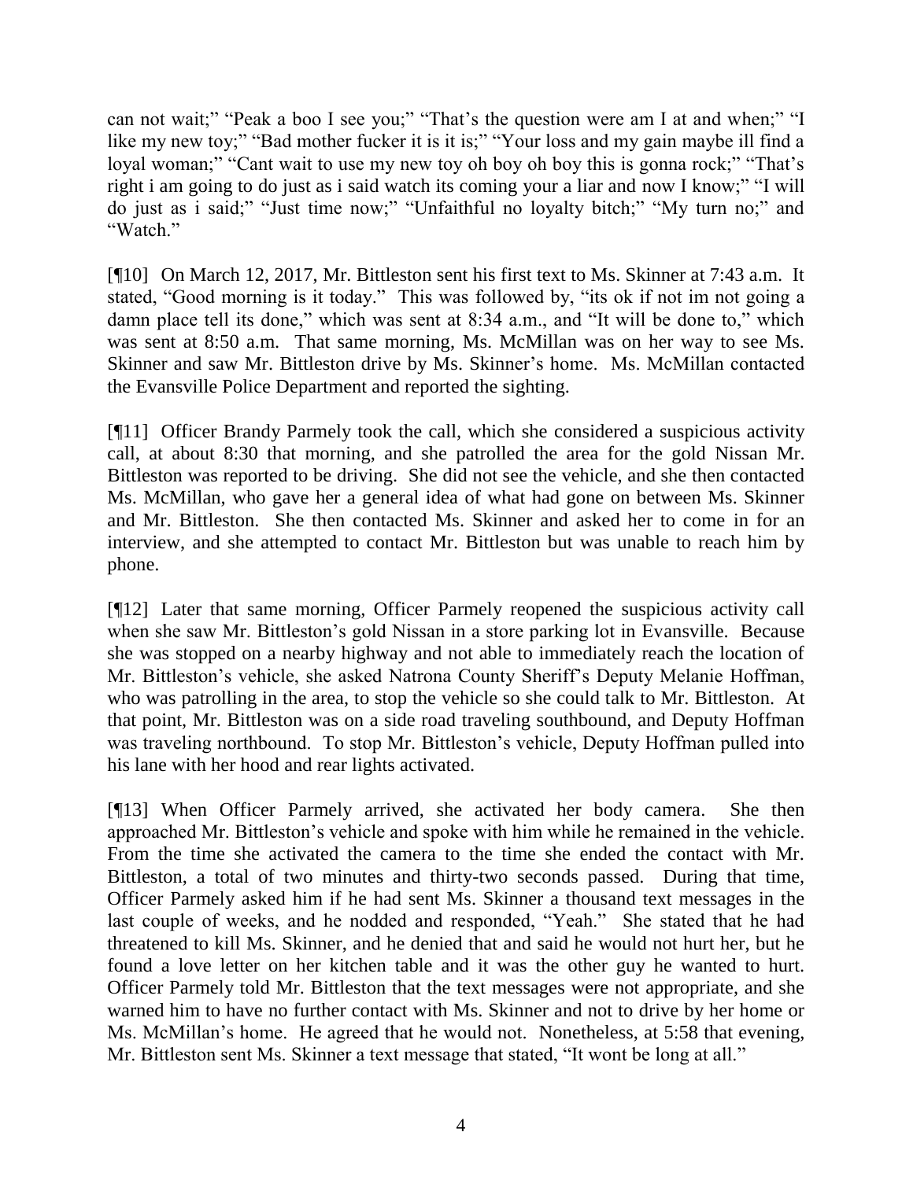can not wait;" "Peak a boo I see you;" "That's the question were am I at and when;" "I like my new toy;" "Bad mother fucker it is it is;" "Your loss and my gain maybe ill find a loyal woman;" "Cant wait to use my new toy oh boy oh boy this is gonna rock;" "That's right i am going to do just as i said watch its coming your a liar and now I know;" "I will do just as i said;" "Just time now;" "Unfaithful no loyalty bitch;" "My turn no;" and "Watch."

[¶10] On March 12, 2017, Mr. Bittleston sent his first text to Ms. Skinner at 7:43 a.m. It stated, "Good morning is it today." This was followed by, "its ok if not im not going a damn place tell its done," which was sent at 8:34 a.m., and "It will be done to," which was sent at 8:50 a.m. That same morning, Ms. McMillan was on her way to see Ms. Skinner and saw Mr. Bittleston drive by Ms. Skinner's home. Ms. McMillan contacted the Evansville Police Department and reported the sighting.

[¶11] Officer Brandy Parmely took the call, which she considered a suspicious activity call, at about 8:30 that morning, and she patrolled the area for the gold Nissan Mr. Bittleston was reported to be driving. She did not see the vehicle, and she then contacted Ms. McMillan, who gave her a general idea of what had gone on between Ms. Skinner and Mr. Bittleston. She then contacted Ms. Skinner and asked her to come in for an interview, and she attempted to contact Mr. Bittleston but was unable to reach him by phone.

[¶12] Later that same morning, Officer Parmely reopened the suspicious activity call when she saw Mr. Bittleston's gold Nissan in a store parking lot in Evansville. Because she was stopped on a nearby highway and not able to immediately reach the location of Mr. Bittleston's vehicle, she asked Natrona County Sheriff's Deputy Melanie Hoffman, who was patrolling in the area, to stop the vehicle so she could talk to Mr. Bittleston. At that point, Mr. Bittleston was on a side road traveling southbound, and Deputy Hoffman was traveling northbound. To stop Mr. Bittleston's vehicle, Deputy Hoffman pulled into his lane with her hood and rear lights activated.

[¶13] When Officer Parmely arrived, she activated her body camera. She then approached Mr. Bittleston's vehicle and spoke with him while he remained in the vehicle. From the time she activated the camera to the time she ended the contact with Mr. Bittleston, a total of two minutes and thirty-two seconds passed. During that time, Officer Parmely asked him if he had sent Ms. Skinner a thousand text messages in the last couple of weeks, and he nodded and responded, "Yeah." She stated that he had threatened to kill Ms. Skinner, and he denied that and said he would not hurt her, but he found a love letter on her kitchen table and it was the other guy he wanted to hurt. Officer Parmely told Mr. Bittleston that the text messages were not appropriate, and she warned him to have no further contact with Ms. Skinner and not to drive by her home or Ms. McMillan's home. He agreed that he would not. Nonetheless, at 5:58 that evening, Mr. Bittleston sent Ms. Skinner a text message that stated, "It wont be long at all."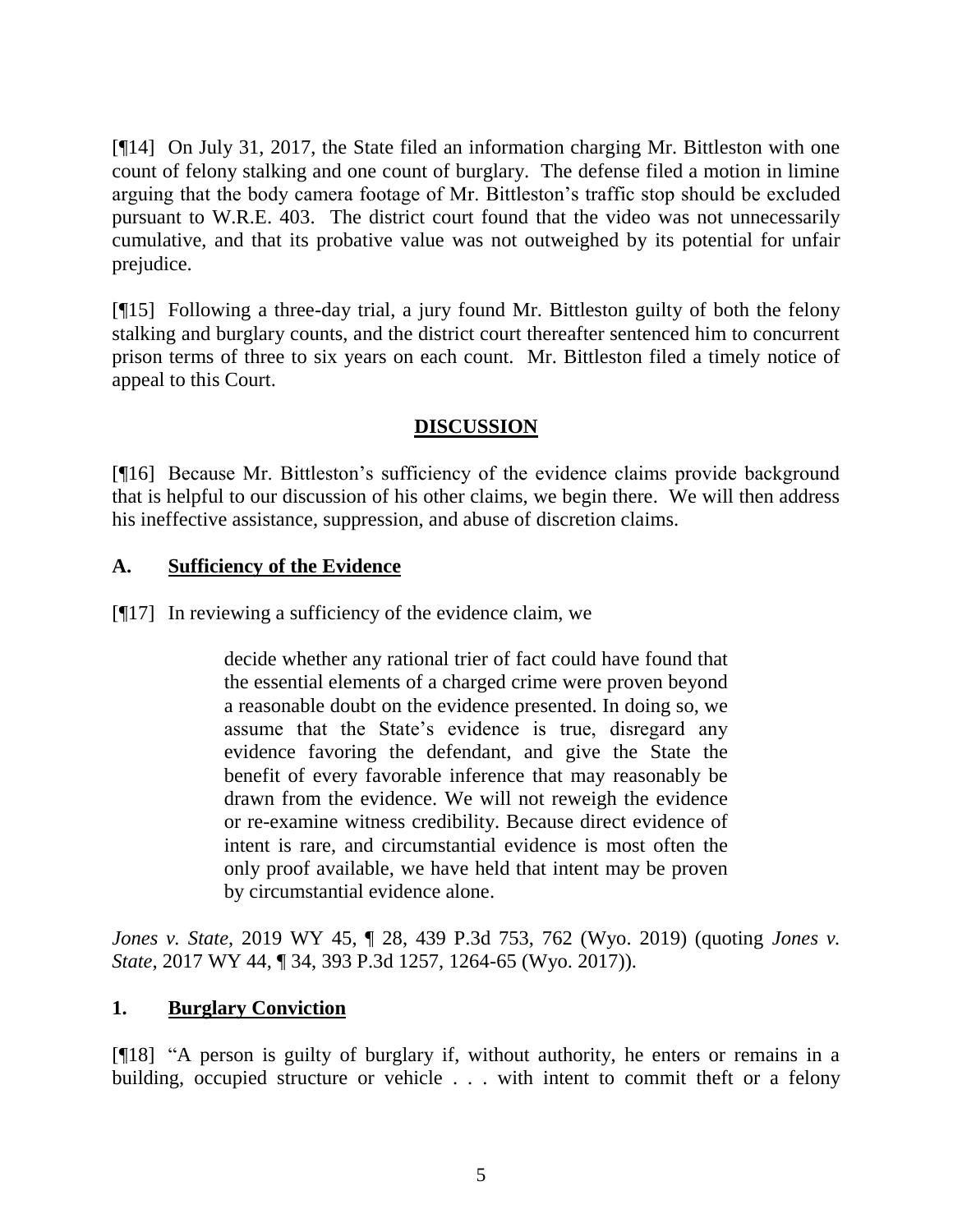[¶14] On July 31, 2017, the State filed an information charging Mr. Bittleston with one count of felony stalking and one count of burglary. The defense filed a motion in limine arguing that the body camera footage of Mr. Bittleston's traffic stop should be excluded pursuant to W.R.E. 403. The district court found that the video was not unnecessarily cumulative, and that its probative value was not outweighed by its potential for unfair prejudice.

[¶15] Following a three-day trial, a jury found Mr. Bittleston guilty of both the felony stalking and burglary counts, and the district court thereafter sentenced him to concurrent prison terms of three to six years on each count. Mr. Bittleston filed a timely notice of appeal to this Court.

## DISCUSSION

[¶16] Because Mr. Bittleston's sufficiency of the evidence claims provide background that is helpful to our discussion of his other claims, we begin there. We will then address his ineffective assistance, suppression, and abuse of discretion claims.

### A. Sufficiency of the Evidence

[¶17] In reviewing a sufficiency of the evidence claim, we

> decide whether any rational trier of fact could have found that the essential elements of a charged crime were proven beyond a reasonable doubt on the evidence presented. In doing so, we assume that the State's evidence is true, disregard any evidence favoring the defendant, and give the State the benefit of every favorable inference that may reasonably be drawn from the evidence. We will not reweigh the evidence or re-examine witness credibility. Because direct evidence of intent is rare, and circumstantial evidence is most often the only proof available, we have held that intent may be proven by circumstantial evidence alone.

*Jones v. State*, 2019 WY 45, ¶ 28, 439 P.3d 753, 762 (Wyo. 2019) (quoting *Jones v. State*, 2017 WY 44, ¶ 34, 393 P.3d 1257, 1264-65 (Wyo. 2017)).

### 1. Burglary Conviction

[¶18] "A person is guilty of burglary if, without authority, he enters or remains in a building, occupied structure or vehicle . . . with intent to commit theft or a felony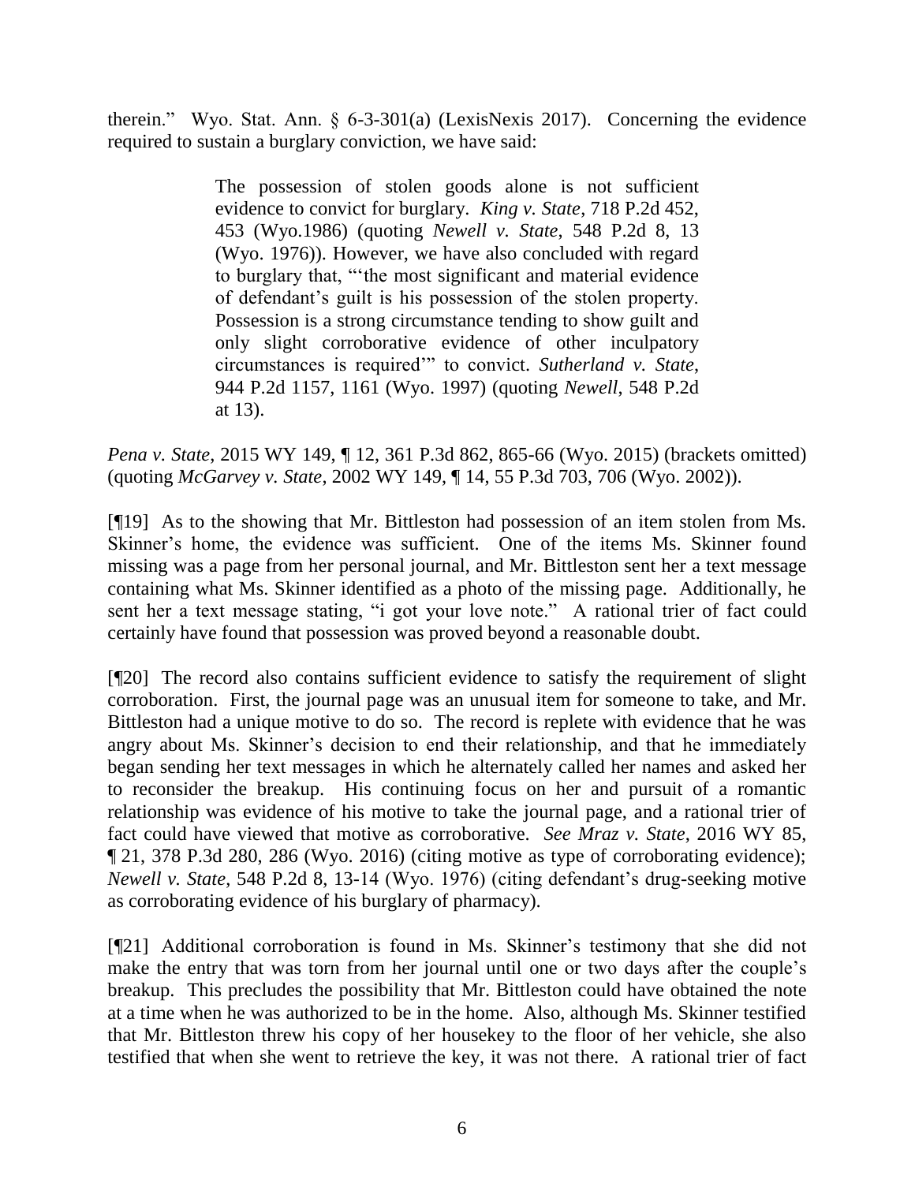therein." Wyo. Stat. Ann. § 6-3-301(a) (LexisNexis 2017). Concerning the evidence required to sustain a burglary conviction, we have said:

> The possession of stolen goods alone is not sufficient evidence to convict for burglary. *King v. State*, 718 P.2d 452, 453 (Wyo.1986) (quoting *Newell v. State*, 548 P.2d 8, 13 (Wyo. 1976)). However, we have also concluded with regard to burglary that, "'the most significant and material evidence of defendant's guilt is his possession of the stolen property. Possession is a strong circumstance tending to show guilt and only slight corroborative evidence of other inculpatory circumstances is required'" to convict. *Sutherland v. State*, 944 P.2d 1157, 1161 (Wyo. 1997) (quoting *Newell*, 548 P.2d at 13).

*Pena v. State*, 2015 WY 149, ¶ 12, 361 P.3d 862, 865-66 (Wyo. 2015) (brackets omitted) (quoting *McGarvey v. State*, 2002 WY 149, ¶ 14, 55 P.3d 703, 706 (Wyo. 2002)).

[¶19] As to the showing that Mr. Bittleston had possession of an item stolen from Ms. Skinner's home, the evidence was sufficient. One of the items Ms. Skinner found missing was a page from her personal journal, and Mr. Bittleston sent her a text message containing what Ms. Skinner identified as a photo of the missing page. Additionally, he sent her a text message stating, "i got your love note." A rational trier of fact could certainly have found that possession was proved beyond a reasonable doubt.

[¶20] The record also contains sufficient evidence to satisfy the requirement of slight corroboration. First, the journal page was an unusual item for someone to take, and Mr. Bittleston had a unique motive to do so. The record is replete with evidence that he was angry about Ms. Skinner's decision to end their relationship, and that he immediately began sending her text messages in which he alternately called her names and asked her to reconsider the breakup. His continuing focus on her and pursuit of a romantic relationship was evidence of his motive to take the journal page, and a rational trier of fact could have viewed that motive as corroborative. *See Mraz v. State*, 2016 WY 85, ¶ 21, 378 P.3d 280, 286 (Wyo. 2016) (citing motive as type of corroborating evidence); *Newell v. State*, 548 P.2d 8, 13-14 (Wyo. 1976) (citing defendant's drug-seeking motive as corroborating evidence of his burglary of pharmacy).

[¶21] Additional corroboration is found in Ms. Skinner's testimony that she did not make the entry that was torn from her journal until one or two days after the couple's breakup. This precludes the possibility that Mr. Bittleston could have obtained the note at a time when he was authorized to be in the home. Also, although Ms. Skinner testified that Mr. Bittleston threw his copy of her housekey to the floor of her vehicle, she also testified that when she went to retrieve the key, it was not there. A rational trier of fact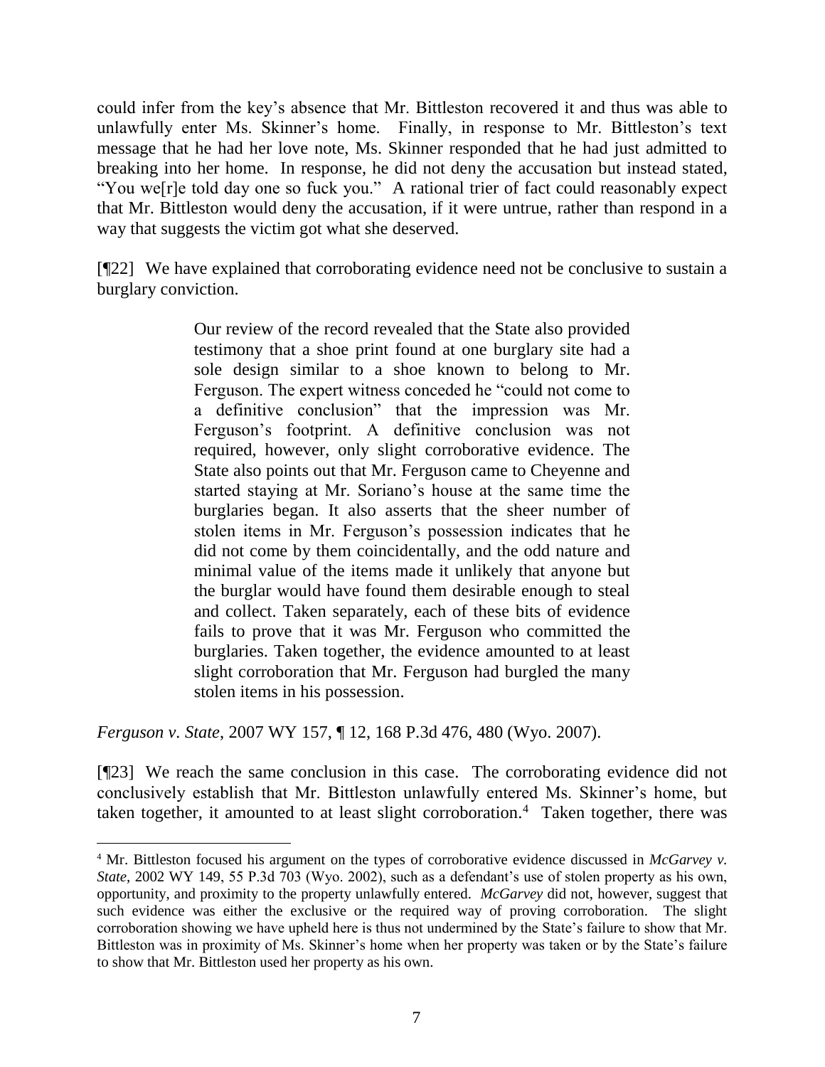could infer from the key's absence that Mr. Bittleston recovered it and thus was able to unlawfully enter Ms. Skinner's home. Finally, in response to Mr. Bittleston's text message that he had her love note, Ms. Skinner responded that he had just admitted to breaking into her home. In response, he did not deny the accusation but instead stated, "You we[r]e told day one so fuck you." A rational trier of fact could reasonably expect that Mr. Bittleston would deny the accusation, if it were untrue, rather than respond in a way that suggests the victim got what she deserved.

[¶22] We have explained that corroborating evidence need not be conclusive to sustain a burglary conviction.

> Our review of the record revealed that the State also provided testimony that a shoe print found at one burglary site had a sole design similar to a shoe known to belong to Mr. Ferguson. The expert witness conceded he "could not come to a definitive conclusion" that the impression was Mr. Ferguson's footprint. A definitive conclusion was not required, however, only slight corroborative evidence. The State also points out that Mr. Ferguson came to Cheyenne and started staying at Mr. Soriano's house at the same time the burglaries began. It also asserts that the sheer number of stolen items in Mr. Ferguson's possession indicates that he did not come by them coincidentally, and the odd nature and minimal value of the items made it unlikely that anyone but the burglar would have found them desirable enough to steal and collect. Taken separately, each of these bits of evidence fails to prove that it was Mr. Ferguson who committed the burglaries. Taken together, the evidence amounted to at least slight corroboration that Mr. Ferguson had burgled the many stolen items in his possession.

*Ferguson v. State*, 2007 WY 157, ¶ 12, 168 P.3d 476, 480 (Wyo. 2007).

[¶23] We reach the same conclusion in this case. The corroborating evidence did not conclusively establish that Mr. Bittleston unlawfully entered Ms. Skinner's home, but taken together, it amounted to at least slight corroboration.[4] Taken together, there was

---

[4] Mr. Bittleston focused his argument on the types of corroborative evidence discussed in *McGarvey v. State*, 2002 WY 149, 55 P.3d 703 (Wyo. 2002), such as a defendant's use of stolen property as his own, opportunity, and proximity to the property unlawfully entered. *McGarvey* did not, however, suggest that such evidence was either the exclusive or the required way of proving corroboration. The slight corroboration showing we have upheld here is thus not undermined by the State's failure to show that Mr. Bittleston was in proximity of Ms. Skinner's home when her property was taken or by the State's failure to show that Mr. Bittleston used her property as his own.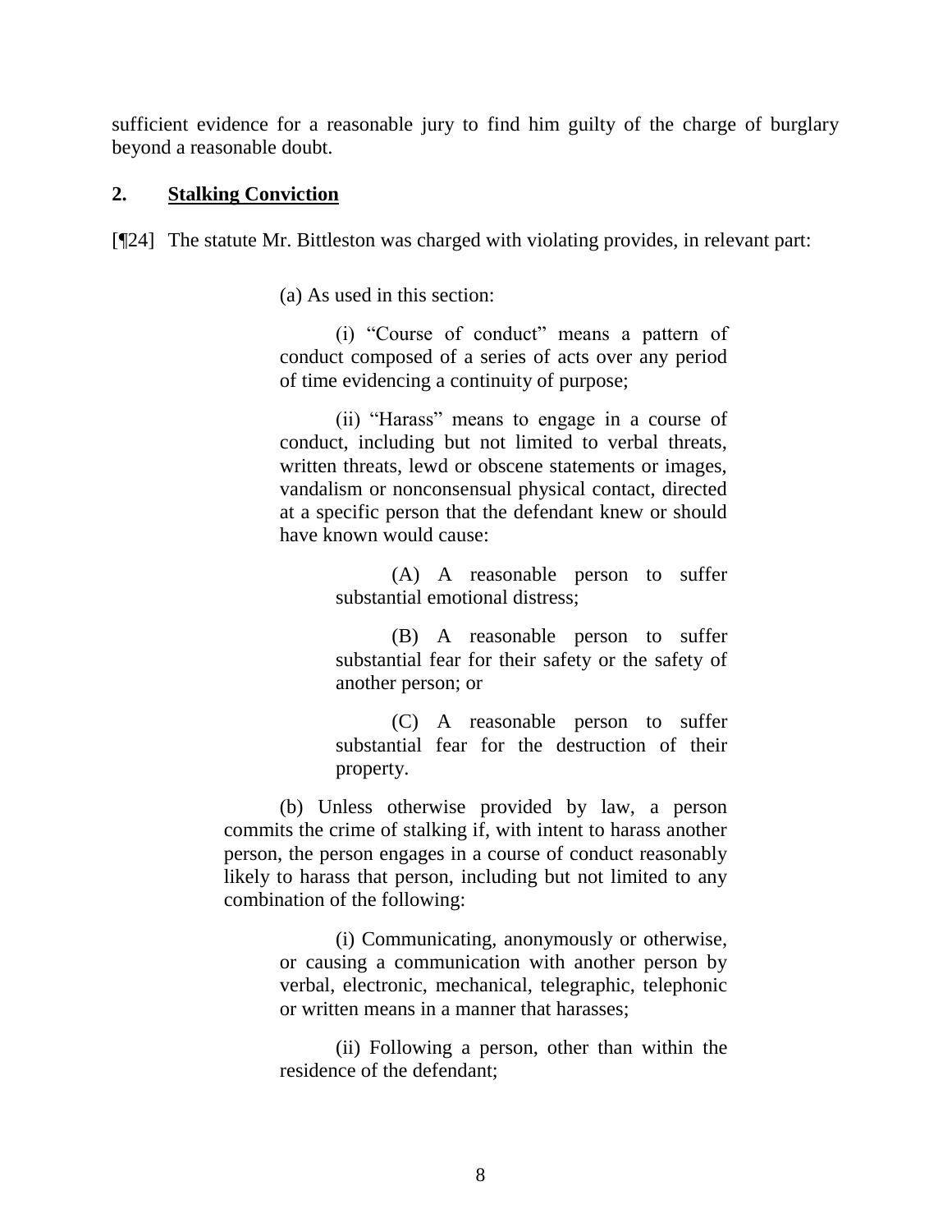sufficient evidence for a reasonable jury to find him guilty of the charge of burglary beyond a reasonable doubt.

## 2. Stalking Conviction

[¶24] The statute Mr. Bittleston was charged with violating provides, in relevant part:

> (a) As used in this section:
>
> > (i) "Course of conduct" means a pattern of conduct composed of a series of acts over any period of time evidencing a continuity of purpose;
> >
> > (ii) "Harass" means to engage in a course of conduct, including but not limited to verbal threats, written threats, lewd or obscene statements or images, vandalism or nonconsensual physical contact, directed at a specific person that the defendant knew or should have known would cause:
> >
> > > (A) A reasonable person to suffer substantial emotional distress;
> > >
> > > (B) A reasonable person to suffer substantial fear for their safety or the safety of another person; or
> > >
> > > (C) A reasonable person to suffer substantial fear for the destruction of their property.
>
> (b) Unless otherwise provided by law, a person commits the crime of stalking if, with intent to harass another person, the person engages in a course of conduct reasonably likely to harass that person, including but not limited to any combination of the following:
>
> > (i) Communicating, anonymously or otherwise, or causing a communication with another person by verbal, electronic, mechanical, telegraphic, telephonic or written means in a manner that harasses;
> >
> > (ii) Following a person, other than within the residence of the defendant;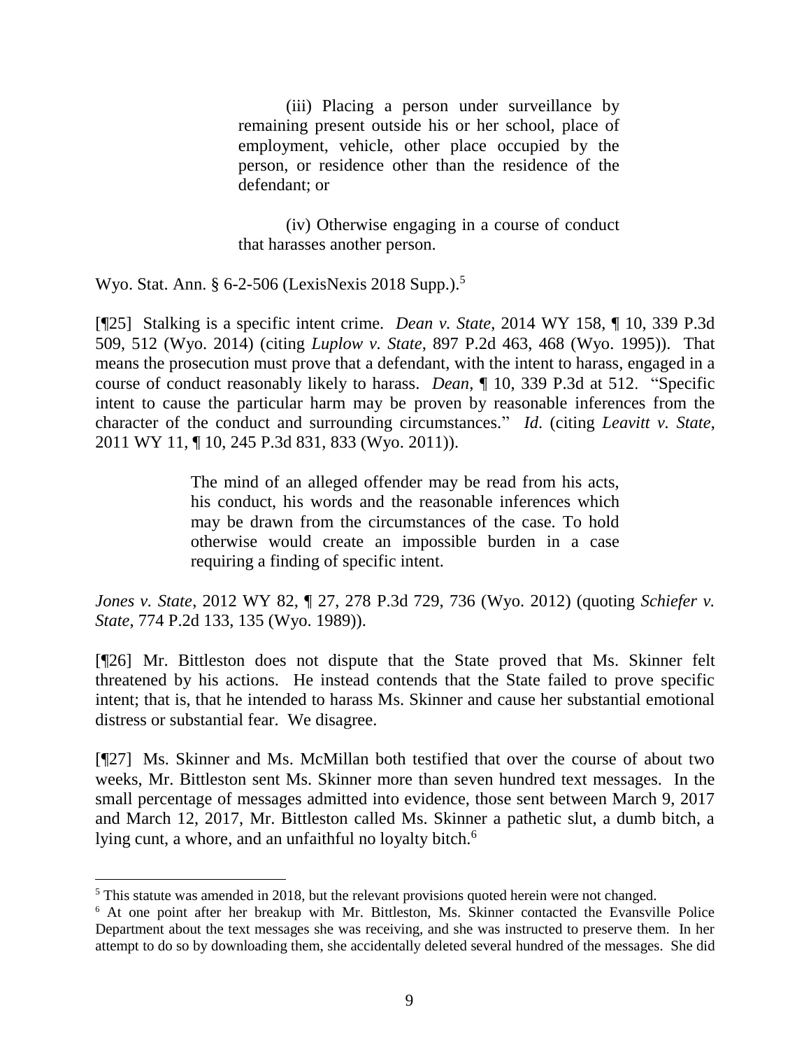> (iii) Placing a person under surveillance by remaining present outside his or her school, place of employment, vehicle, other place occupied by the person, or residence other than the residence of the defendant; or
>
> (iv) Otherwise engaging in a course of conduct that harasses another person.

Wyo. Stat. Ann. § 6-2-506 (LexisNexis 2018 Supp.).[5]

[¶25] Stalking is a specific intent crime. *Dean v. State*, 2014 WY 158, ¶ 10, 339 P.3d 509, 512 (Wyo. 2014) (citing *Luplow v. State*, 897 P.2d 463, 468 (Wyo. 1995)). That means the prosecution must prove that a defendant, with the intent to harass, engaged in a course of conduct reasonably likely to harass. *Dean*, ¶ 10, 339 P.3d at 512. "Specific intent to cause the particular harm may be proven by reasonable inferences from the character of the conduct and surrounding circumstances." *Id.* (citing *Leavitt v. State*, 2011 WY 11, ¶ 10, 245 P.3d 831, 833 (Wyo. 2011)).

> The mind of an alleged offender may be read from his acts, his conduct, his words and the reasonable inferences which may be drawn from the circumstances of the case. To hold otherwise would create an impossible burden in a case requiring a finding of specific intent.

*Jones v. State*, 2012 WY 82, ¶ 27, 278 P.3d 729, 736 (Wyo. 2012) (quoting *Schiefer v. State*, 774 P.2d 133, 135 (Wyo. 1989)).

[¶26] Mr. Bittleston does not dispute that the State proved that Ms. Skinner felt threatened by his actions. He instead contends that the State failed to prove specific intent; that is, that he intended to harass Ms. Skinner and cause her substantial emotional distress or substantial fear. We disagree.

[¶27] Ms. Skinner and Ms. McMillan both testified that over the course of about two weeks, Mr. Bittleston sent Ms. Skinner more than seven hundred text messages. In the small percentage of messages admitted into evidence, those sent between March 9, 2017 and March 12, 2017, Mr. Bittleston called Ms. Skinner a pathetic slut, a dumb bitch, a lying cunt, a whore, and an unfaithful no loyalty bitch.[6]

---

[5] This statute was amended in 2018, but the relevant provisions quoted herein were not changed.

[6] At one point after her breakup with Mr. Bittleston, Ms. Skinner contacted the Evansville Police Department about the text messages she was receiving, and she was instructed to preserve them. In her attempt to do so by downloading them, she accidentally deleted several hundred of the messages. She did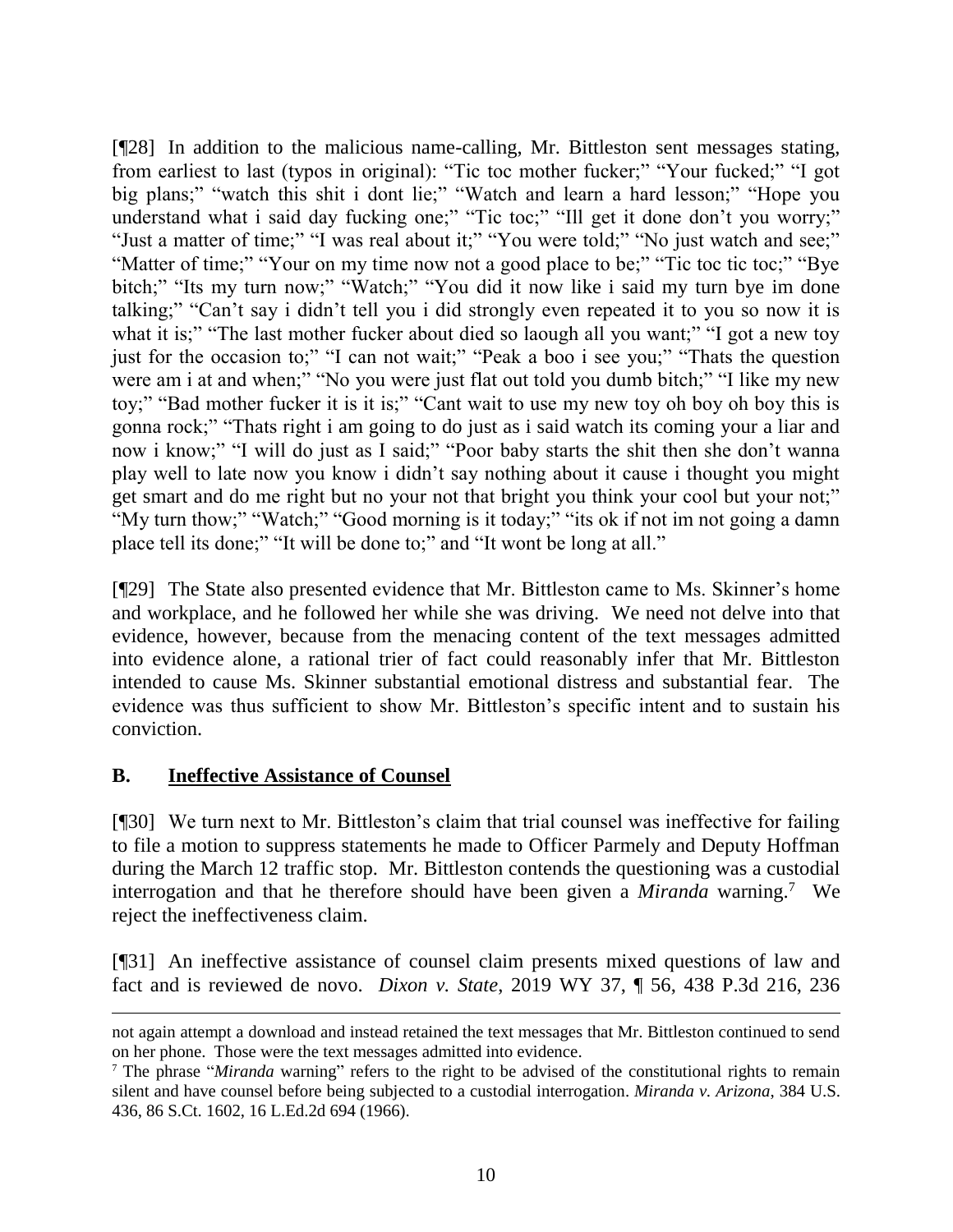[¶28] In addition to the malicious name-calling, Mr. Bittleston sent messages stating, from earliest to last (typos in original): "Tic toc mother fucker;" "Your fucked;" "I got big plans;" "watch this shit i dont lie;" "Watch and learn a hard lesson;" "Hope you understand what i said day fucking one;" "Tic toc;" "Ill get it done don't you worry;" "Just a matter of time;" "I was real about it;" "You were told;" "No just watch and see;" "Matter of time;" "Your on my time now not a good place to be;" "Tic toc tic toc;" "Bye bitch;" "Its my turn now;" "Watch;" "You did it now like i said my turn bye im done talking;" "Can't say i didn't tell you i did strongly even repeated it to you so now it is what it is;" "The last mother fucker about died so laough all you want;" "I got a new toy just for the occasion to;" "I can not wait;" "Peak a boo i see you;" "Thats the question were am i at and when;" "No you were just flat out told you dumb bitch;" "I like my new toy;" "Bad mother fucker it is it is;" "Cant wait to use my new toy oh boy oh boy this is gonna rock;" "Thats right i am going to do just as i said watch its coming your a liar and now i know;" "I will do just as I said;" "Poor baby starts the shit then she don't wanna play well to late now you know i didn't say nothing about it cause i thought you might get smart and do me right but no your not that bright you think your cool but your not;" "My turn thow;" "Watch;" "Good morning is it today;" "its ok if not im not going a damn place tell its done;" "It will be done to;" and "It wont be long at all."

[¶29] The State also presented evidence that Mr. Bittleston came to Ms. Skinner's home and workplace, and he followed her while she was driving. We need not delve into that evidence, however, because from the menacing content of the text messages admitted into evidence alone, a rational trier of fact could reasonably infer that Mr. Bittleston intended to cause Ms. Skinner substantial emotional distress and substantial fear. The evidence was thus sufficient to show Mr. Bittleston's specific intent and to sustain his conviction.

## B. Ineffective Assistance of Counsel

[¶30] We turn next to Mr. Bittleston's claim that trial counsel was ineffective for failing to file a motion to suppress statements he made to Officer Parmely and Deputy Hoffman during the March 12 traffic stop. Mr. Bittleston contends the questioning was a custodial interrogation and that he therefore should have been given a *Miranda* warning.[7] We reject the ineffectiveness claim.

[¶31] An ineffective assistance of counsel claim presents mixed questions of law and fact and is reviewed de novo. *Dixon v. State*, 2019 WY 37, ¶ 56, 438 P.3d 216, 236

---

not again attempt a download and instead retained the text messages that Mr. Bittleston continued to send on her phone. Those were the text messages admitted into evidence.

[7] The phrase "*Miranda* warning" refers to the right to be advised of the constitutional rights to remain silent and have counsel before being subjected to a custodial interrogation. *Miranda v. Arizona*, 384 U.S. 436, 86 S.Ct. 1602, 16 L.Ed.2d 694 (1966).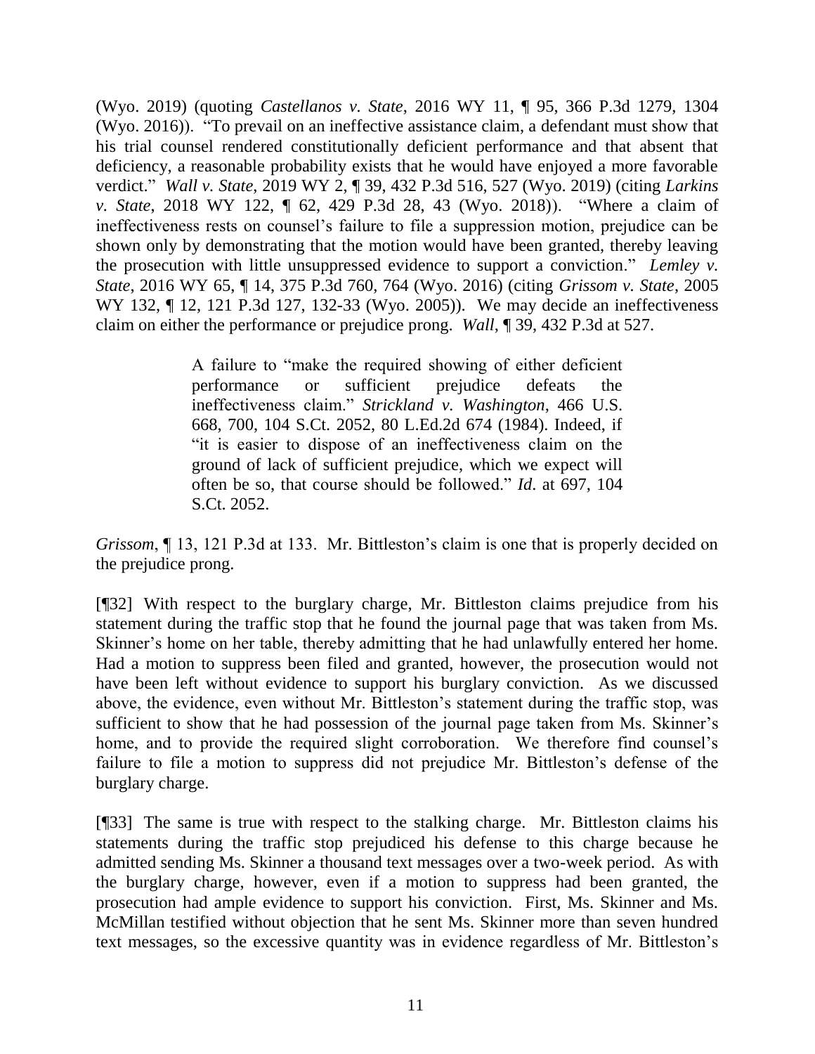(Wyo. 2019) (quoting *Castellanos v. State*, 2016 WY 11, ¶ 95, 366 P.3d 1279, 1304 (Wyo. 2016)). "To prevail on an ineffective assistance claim, a defendant must show that his trial counsel rendered constitutionally deficient performance and that absent that deficiency, a reasonable probability exists that he would have enjoyed a more favorable verdict." *Wall v. State*, 2019 WY 2, ¶ 39, 432 P.3d 516, 527 (Wyo. 2019) (citing *Larkins v. State*, 2018 WY 122, ¶ 62, 429 P.3d 28, 43 (Wyo. 2018)). "Where a claim of ineffectiveness rests on counsel's failure to file a suppression motion, prejudice can be shown only by demonstrating that the motion would have been granted, thereby leaving the prosecution with little unsuppressed evidence to support a conviction." *Lemley v. State*, 2016 WY 65, ¶ 14, 375 P.3d 760, 764 (Wyo. 2016) (citing *Grissom v. State*, 2005 WY 132, ¶ 12, 121 P.3d 127, 132-33 (Wyo. 2005)). We may decide an ineffectiveness claim on either the performance or prejudice prong. *Wall*, ¶ 39, 432 P.3d at 527.

> A failure to "make the required showing of either deficient performance or sufficient prejudice defeats the ineffectiveness claim." *Strickland v. Washington*, 466 U.S. 668, 700, 104 S.Ct. 2052, 80 L.Ed.2d 674 (1984). Indeed, if "it is easier to dispose of an ineffectiveness claim on the ground of lack of sufficient prejudice, which we expect will often be so, that course should be followed." *Id.* at 697, 104 S.Ct. 2052.

*Grissom*, ¶ 13, 121 P.3d at 133. Mr. Bittleston's claim is one that is properly decided on the prejudice prong.

[¶32] With respect to the burglary charge, Mr. Bittleston claims prejudice from his statement during the traffic stop that he found the journal page that was taken from Ms. Skinner's home on her table, thereby admitting that he had unlawfully entered her home. Had a motion to suppress been filed and granted, however, the prosecution would not have been left without evidence to support his burglary conviction. As we discussed above, the evidence, even without Mr. Bittleston's statement during the traffic stop, was sufficient to show that he had possession of the journal page taken from Ms. Skinner's home, and to provide the required slight corroboration. We therefore find counsel's failure to file a motion to suppress did not prejudice Mr. Bittleston's defense of the burglary charge.

[¶33] The same is true with respect to the stalking charge. Mr. Bittleston claims his statements during the traffic stop prejudiced his defense to this charge because he admitted sending Ms. Skinner a thousand text messages over a two-week period. As with the burglary charge, however, even if a motion to suppress had been granted, the prosecution had ample evidence to support his conviction. First, Ms. Skinner and Ms. McMillan testified without objection that he sent Ms. Skinner more than seven hundred text messages, so the excessive quantity was in evidence regardless of Mr. Bittleston's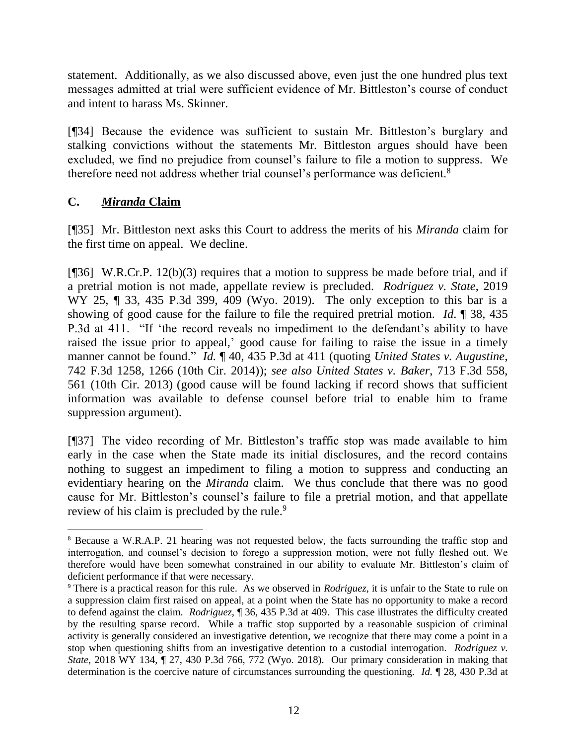statement. Additionally, as we also discussed above, even just the one hundred plus text messages admitted at trial were sufficient evidence of Mr. Bittleston's course of conduct and intent to harass Ms. Skinner.

[¶34] Because the evidence was sufficient to sustain Mr. Bittleston's burglary and stalking convictions without the statements Mr. Bittleston argues should have been excluded, we find no prejudice from counsel's failure to file a motion to suppress. We therefore need not address whether trial counsel's performance was deficient.[8]

## C. *Miranda* Claim

[¶35] Mr. Bittleston next asks this Court to address the merits of his *Miranda* claim for the first time on appeal. We decline.

[¶36] W.R.Cr.P. 12(b)(3) requires that a motion to suppress be made before trial, and if a pretrial motion is not made, appellate review is precluded. *Rodriguez v. State*, 2019 WY 25, ¶ 33, 435 P.3d 399, 409 (Wyo. 2019). The only exception to this bar is a showing of good cause for the failure to file the required pretrial motion. *Id*. ¶ 38, 435 P.3d at 411. "If 'the record reveals no impediment to the defendant's ability to have raised the issue prior to appeal,' good cause for failing to raise the issue in a timely manner cannot be found." *Id.* ¶ 40, 435 P.3d at 411 (quoting *United States v. Augustine*, 742 F.3d 1258, 1266 (10th Cir. 2014)); *see also United States v. Baker*, 713 F.3d 558, 561 (10th Cir. 2013) (good cause will be found lacking if record shows that sufficient information was available to defense counsel before trial to enable him to frame suppression argument).

[¶37] The video recording of Mr. Bittleston's traffic stop was made available to him early in the case when the State made its initial disclosures, and the record contains nothing to suggest an impediment to filing a motion to suppress and conducting an evidentiary hearing on the *Miranda* claim. We thus conclude that there was no good cause for Mr. Bittleston's counsel's failure to file a pretrial motion, and that appellate review of his claim is precluded by the rule.[9]

---

[8] Because a W.R.A.P. 21 hearing was not requested below, the facts surrounding the traffic stop and interrogation, and counsel's decision to forego a suppression motion, were not fully fleshed out. We therefore would have been somewhat constrained in our ability to evaluate Mr. Bittleston's claim of deficient performance if that were necessary.

[9] There is a practical reason for this rule. As we observed in *Rodriguez*, it is unfair to the State to rule on a suppression claim first raised on appeal, at a point when the State has no opportunity to make a record to defend against the claim. *Rodriguez*, ¶ 36, 435 P.3d at 409. This case illustrates the difficulty created by the resulting sparse record. While a traffic stop supported by a reasonable suspicion of criminal activity is generally considered an investigative detention, we recognize that there may come a point in a stop when questioning shifts from an investigative detention to a custodial interrogation. *Rodriguez v. State*, 2018 WY 134, ¶ 27, 430 P.3d 766, 772 (Wyo. 2018). Our primary consideration in making that determination is the coercive nature of circumstances surrounding the questioning. *Id.* ¶ 28, 430 P.3d at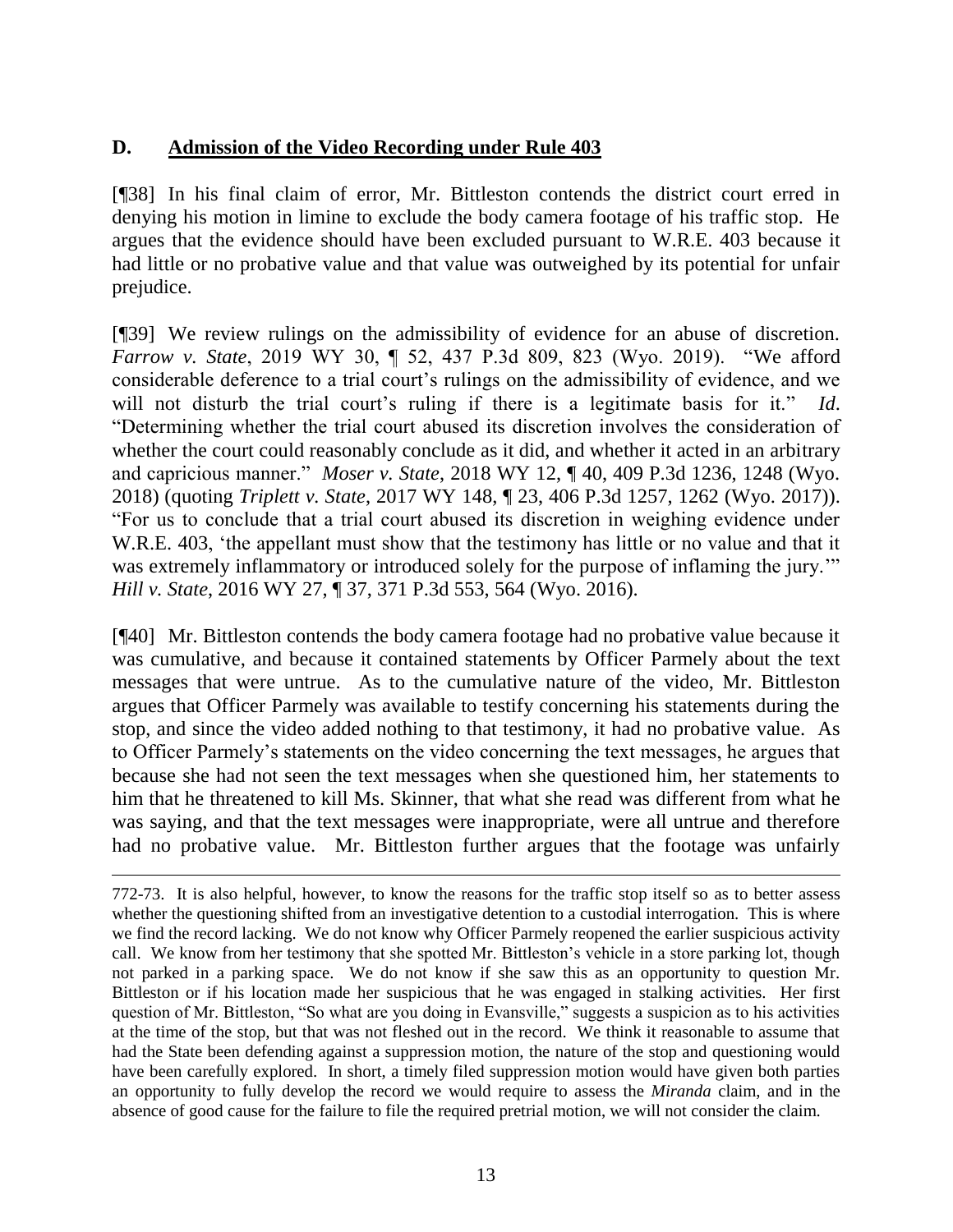## D. Admission of the Video Recording under Rule 403

[¶38] In his final claim of error, Mr. Bittleston contends the district court erred in denying his motion in limine to exclude the body camera footage of his traffic stop. He argues that the evidence should have been excluded pursuant to W.R.E. 403 because it had little or no probative value and that value was outweighed by its potential for unfair prejudice.

[¶39] We review rulings on the admissibility of evidence for an abuse of discretion. *Farrow v. State*, 2019 WY 30, ¶ 52, 437 P.3d 809, 823 (Wyo. 2019). "We afford considerable deference to a trial court's rulings on the admissibility of evidence, and we will not disturb the trial court's ruling if there is a legitimate basis for it." *Id*. "Determining whether the trial court abused its discretion involves the consideration of whether the court could reasonably conclude as it did, and whether it acted in an arbitrary and capricious manner." *Moser v. State*, 2018 WY 12, ¶ 40, 409 P.3d 1236, 1248 (Wyo. 2018) (quoting *Triplett v. State*, 2017 WY 148, ¶ 23, 406 P.3d 1257, 1262 (Wyo. 2017)). "For us to conclude that a trial court abused its discretion in weighing evidence under W.R.E. 403, 'the appellant must show that the testimony has little or no value and that it was extremely inflammatory or introduced solely for the purpose of inflaming the jury.'" *Hill v. State*, 2016 WY 27, ¶ 37, 371 P.3d 553, 564 (Wyo. 2016).

[¶40] Mr. Bittleston contends the body camera footage had no probative value because it was cumulative, and because it contained statements by Officer Parmely about the text messages that were untrue. As to the cumulative nature of the video, Mr. Bittleston argues that Officer Parmely was available to testify concerning his statements during the stop, and since the video added nothing to that testimony, it had no probative value. As to Officer Parmely's statements on the video concerning the text messages, he argues that because she had not seen the text messages when she questioned him, her statements to him that he threatened to kill Ms. Skinner, that what she read was different from what he was saying, and that the text messages were inappropriate, were all untrue and therefore had no probative value. Mr. Bittleston further argues that the footage was unfairly

772-73. It is also helpful, however, to know the reasons for the traffic stop itself so as to better assess whether the questioning shifted from an investigative detention to a custodial interrogation. This is where we find the record lacking. We do not know why Officer Parmely reopened the earlier suspicious activity call. We know from her testimony that she spotted Mr. Bittleston's vehicle in a store parking lot, though not parked in a parking space. We do not know if she saw this as an opportunity to question Mr. Bittleston or if his location made her suspicious that he was engaged in stalking activities. Her first question of Mr. Bittleston, "So what are you doing in Evansville," suggests a suspicion as to his activities at the time of the stop, but that was not fleshed out in the record. We think it reasonable to assume that had the State been defending against a suppression motion, the nature of the stop and questioning would have been carefully explored. In short, a timely filed suppression motion would have given both parties an opportunity to fully develop the record we would require to assess the *Miranda* claim, and in the absence of good cause for the failure to file the required pretrial motion, we will not consider the claim.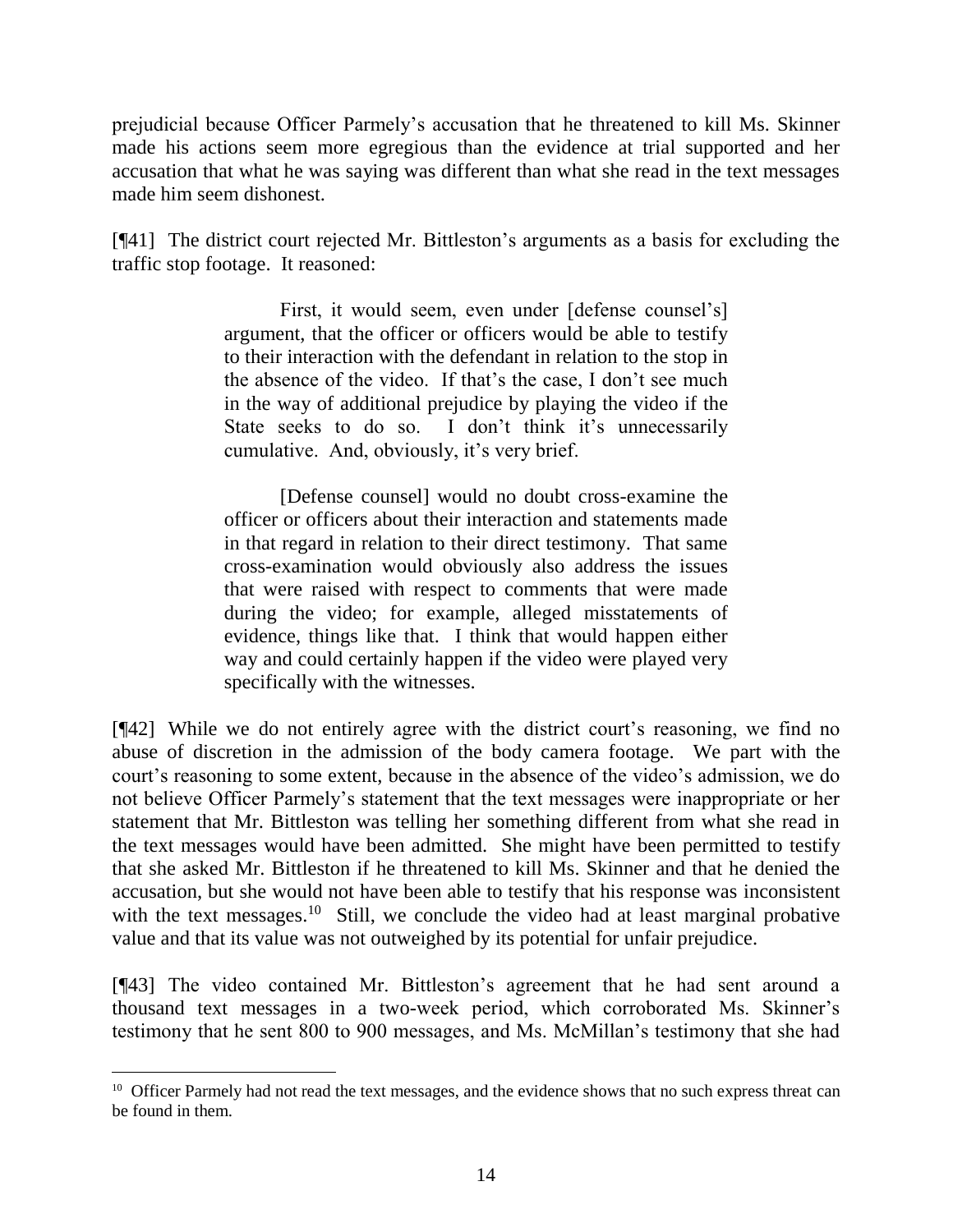prejudicial because Officer Parmely's accusation that he threatened to kill Ms. Skinner made his actions seem more egregious than the evidence at trial supported and her accusation that what he was saying was different than what she read in the text messages made him seem dishonest.

[¶41] The district court rejected Mr. Bittleston's arguments as a basis for excluding the traffic stop footage. It reasoned:

> First, it would seem, even under [defense counsel's] argument, that the officer or officers would be able to testify to their interaction with the defendant in relation to the stop in the absence of the video. If that's the case, I don't see much in the way of additional prejudice by playing the video if the State seeks to do so. I don't think it's unnecessarily cumulative. And, obviously, it's very brief.
>
> [Defense counsel] would no doubt cross-examine the officer or officers about their interaction and statements made in that regard in relation to their direct testimony. That same cross-examination would obviously also address the issues that were raised with respect to comments that were made during the video; for example, alleged misstatements of evidence, things like that. I think that would happen either way and could certainly happen if the video were played very specifically with the witnesses.

[¶42] While we do not entirely agree with the district court's reasoning, we find no abuse of discretion in the admission of the body camera footage. We part with the court's reasoning to some extent, because in the absence of the video's admission, we do not believe Officer Parmely's statement that the text messages were inappropriate or her statement that Mr. Bittleston was telling her something different from what she read in the text messages would have been admitted. She might have been permitted to testify that she asked Mr. Bittleston if he threatened to kill Ms. Skinner and that he denied the accusation, but she would not have been able to testify that his response was inconsistent with the text messages.[10] Still, we conclude the video had at least marginal probative value and that its value was not outweighed by its potential for unfair prejudice.

[¶43] The video contained Mr. Bittleston's agreement that he had sent around a thousand text messages in a two-week period, which corroborated Ms. Skinner's testimony that he sent 800 to 900 messages, and Ms. McMillan's testimony that she had

[10] Officer Parmely had not read the text messages, and the evidence shows that no such express threat can be found in them.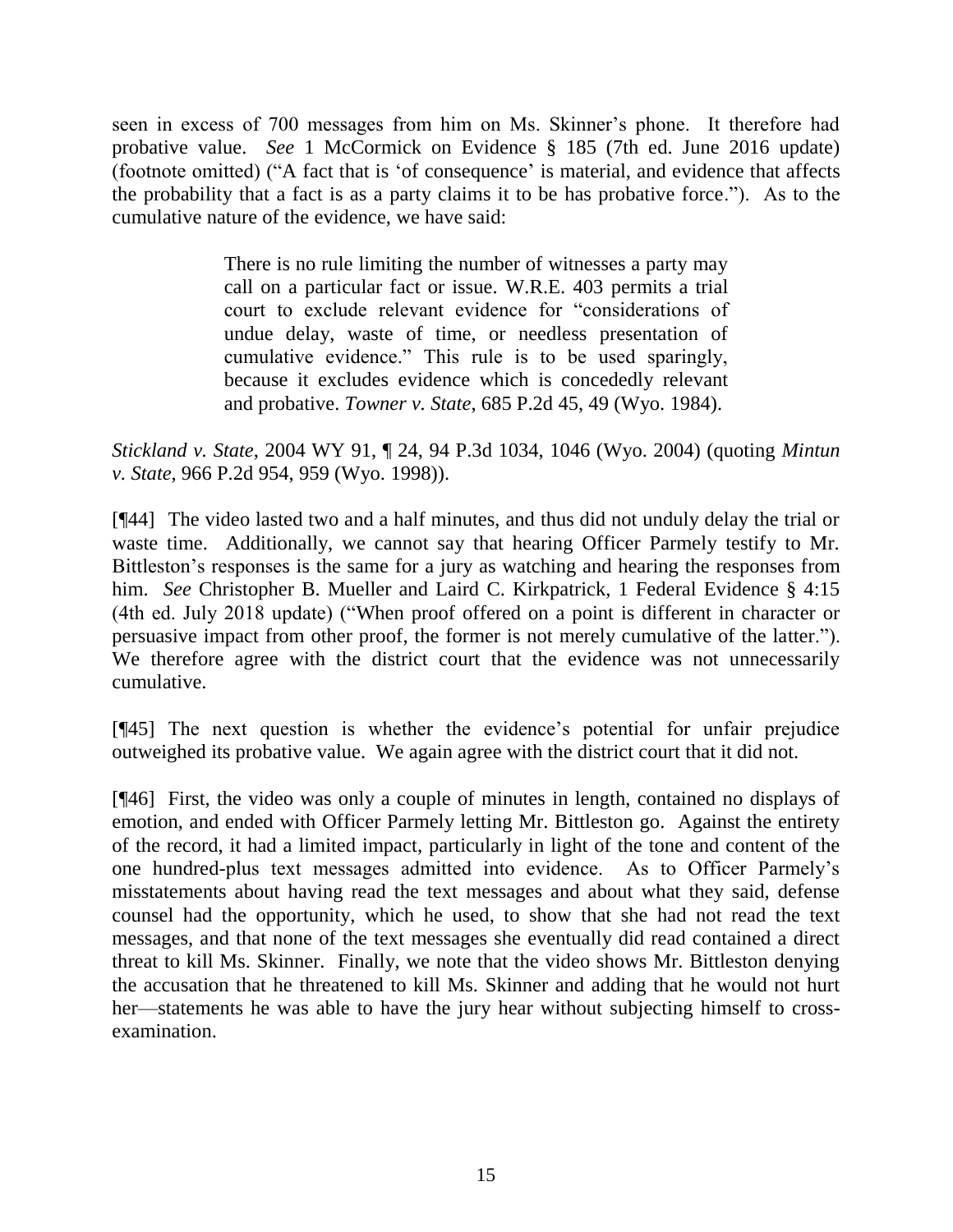seen in excess of 700 messages from him on Ms. Skinner's phone. It therefore had probative value. *See* 1 McCormick on Evidence § 185 (7th ed. June 2016 update) (footnote omitted) ("A fact that is 'of consequence' is material, and evidence that affects the probability that a fact is as a party claims it to be has probative force."). As to the cumulative nature of the evidence, we have said:

> There is no rule limiting the number of witnesses a party may call on a particular fact or issue. W.R.E. 403 permits a trial court to exclude relevant evidence for "considerations of undue delay, waste of time, or needless presentation of cumulative evidence." This rule is to be used sparingly, because it excludes evidence which is concededly relevant and probative. *Towner v. State*, 685 P.2d 45, 49 (Wyo. 1984).

*Stickland v. State*, 2004 WY 91, ¶ 24, 94 P.3d 1034, 1046 (Wyo. 2004) (quoting *Mintun v. State*, 966 P.2d 954, 959 (Wyo. 1998)).

[¶44] The video lasted two and a half minutes, and thus did not unduly delay the trial or waste time. Additionally, we cannot say that hearing Officer Parmely testify to Mr. Bittleston's responses is the same for a jury as watching and hearing the responses from him. *See* Christopher B. Mueller and Laird C. Kirkpatrick, 1 Federal Evidence § 4:15 (4th ed. July 2018 update) ("When proof offered on a point is different in character or persuasive impact from other proof, the former is not merely cumulative of the latter."). We therefore agree with the district court that the evidence was not unnecessarily cumulative.

[¶45] The next question is whether the evidence's potential for unfair prejudice outweighed its probative value. We again agree with the district court that it did not.

[¶46] First, the video was only a couple of minutes in length, contained no displays of emotion, and ended with Officer Parmely letting Mr. Bittleston go. Against the entirety of the record, it had a limited impact, particularly in light of the tone and content of the one hundred-plus text messages admitted into evidence. As to Officer Parmely's misstatements about having read the text messages and about what they said, defense counsel had the opportunity, which he used, to show that she had not read the text messages, and that none of the text messages she eventually did read contained a direct threat to kill Ms. Skinner. Finally, we note that the video shows Mr. Bittleston denying the accusation that he threatened to kill Ms. Skinner and adding that he would not hurt her—statements he was able to have the jury hear without subjecting himself to cross-examination.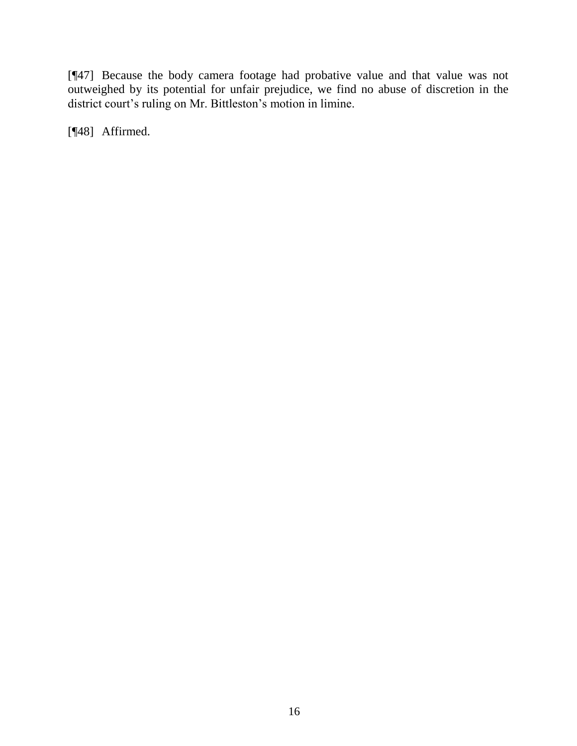[¶47] Because the body camera footage had probative value and that value was not outweighed by its potential for unfair prejudice, we find no abuse of discretion in the district court's ruling on Mr. Bittleston's motion in limine.

[¶48] Affirmed.